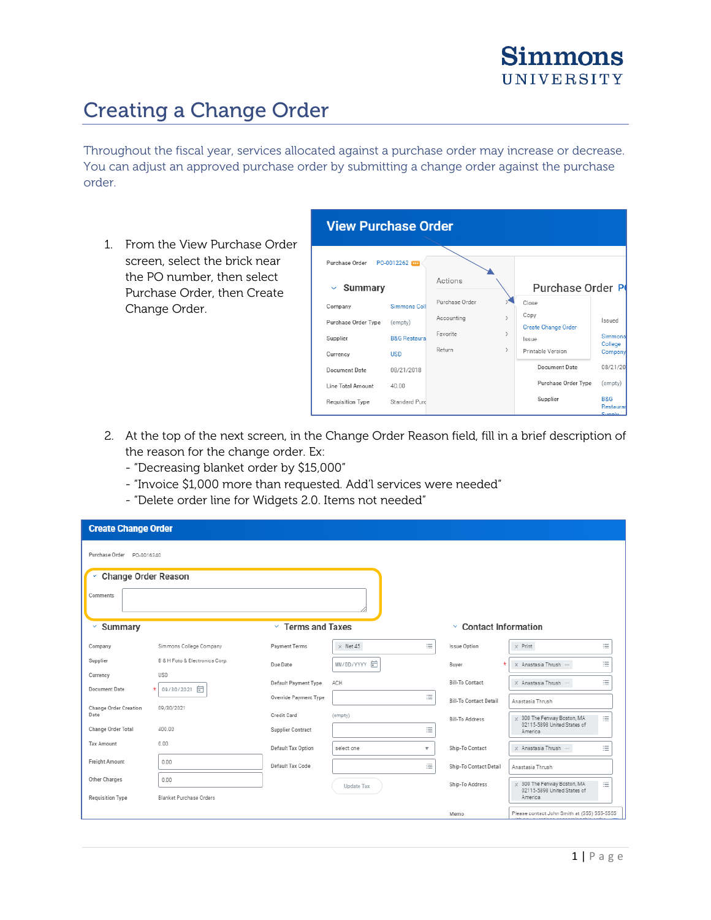# Creating a Change Order

Throughout the fiscal year, services allocated against a purchase order may increase or decrease. You can adjust an approved purchase order by submitting a change order against the purchase order.

1. From the View Purchase Order screen, select the brick near the PO number, then select Purchase Order, then Create Change Order.

2. At the top of the next screen, in the Change Order Reason field, fill in a brief description of the reason for the change order. Ex:
   - "Decreasing blanket order by $15,000"
   - "Invoice $1,000 more than requested. Add'l services were needed"
   - "Delete order line for Widgets 2.0. Items not needed"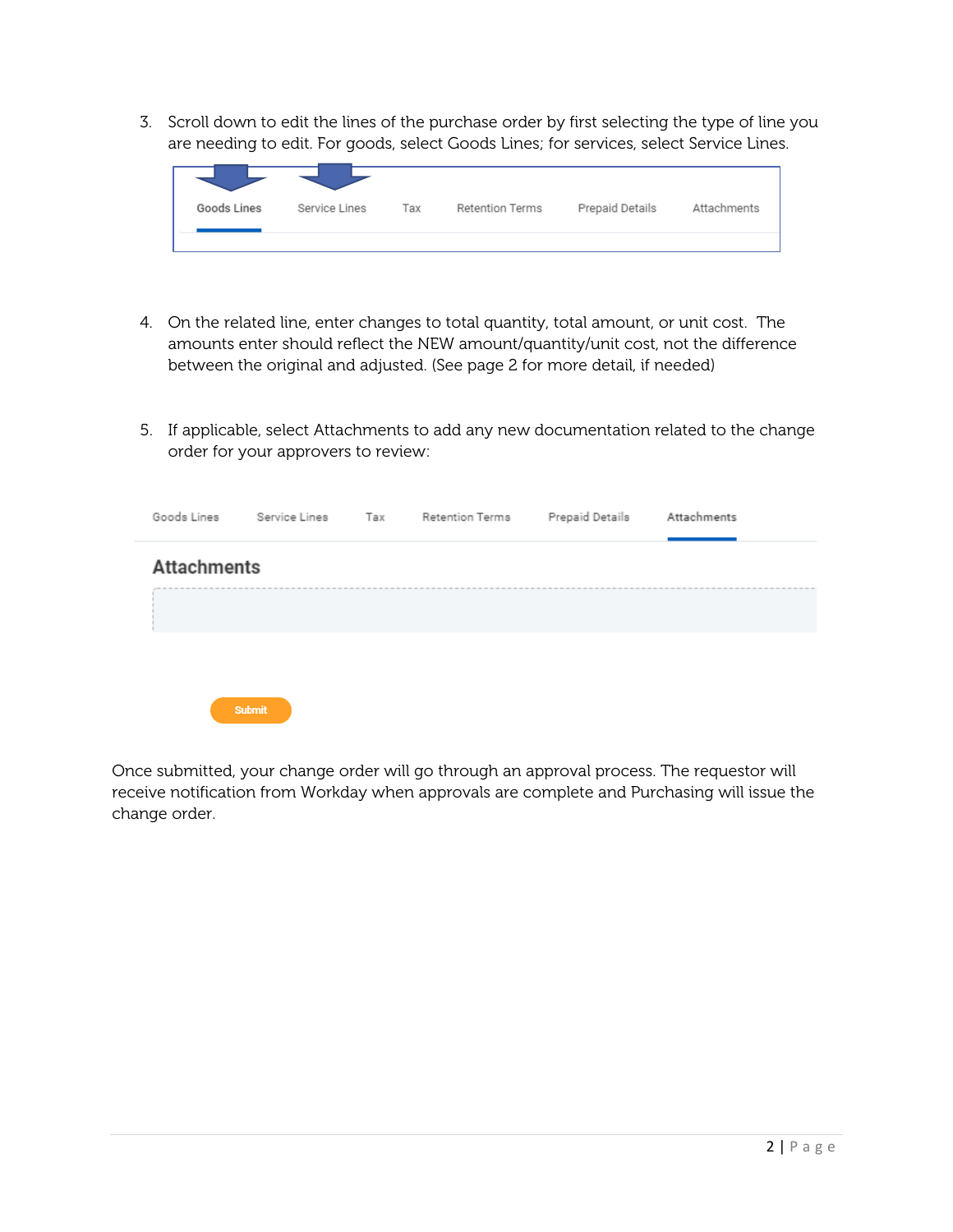3. Scroll down to edit the lines of the purchase order by first selecting the type of line you are needing to edit. For goods, select Goods Lines; for services, select Service Lines.

Goods Lines   Service Lines   Tax   Retention Terms   Prepaid Details   Attachments

4. On the related line, enter changes to total quantity, total amount, or unit cost. The amounts enter should reflect the NEW amount/quantity/unit cost, not the difference between the original and adjusted. (See page 2 for more detail, if needed)

5. If applicable, select Attachments to add any new documentation related to the change order for your approvers to review:

Goods Lines   Service Lines   Tax   Retention Terms   Prepaid Details   Attachments

**Attachments**

Submit

Once submitted, your change order will go through an approval process. The requestor will receive notification from Workday when approvals are complete and Purchasing will issue the change order.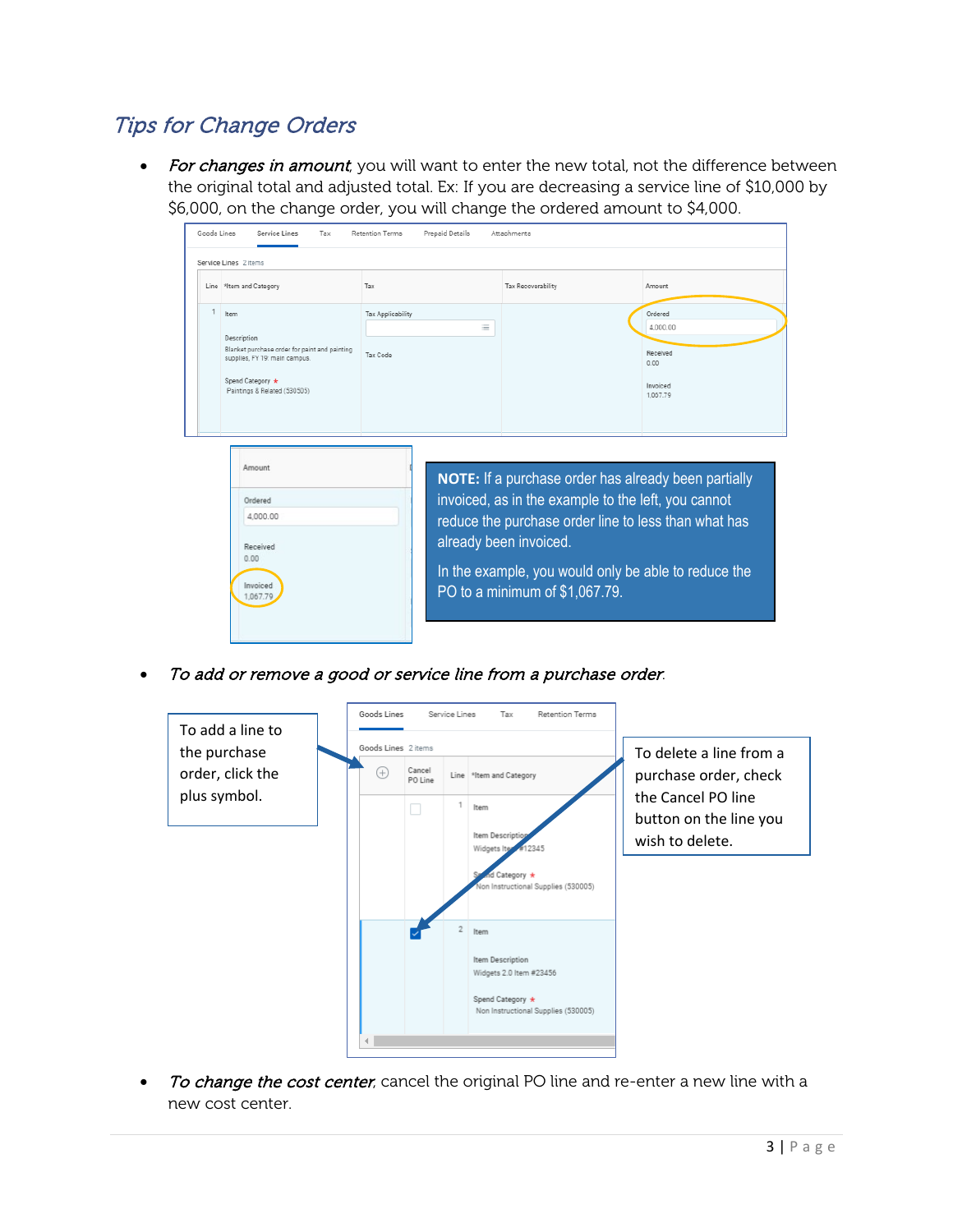## *Tips for Change Orders*

- ***For changes in amount***, you will want to enter the new total, not the difference between the original total and adjusted total. Ex: If you are decreasing a service line of $10,000 by $6,000, on the change order, you will change the ordered amount to $4,000.

**NOTE:** If a purchase order has already been partially invoiced, as in the example to the left, you cannot reduce the purchase order line to less than what has already been invoiced.

In the example, you would only be able to reduce the PO to a minimum of $1,067.79.

- ***To add or remove a good or service line from a purchase order.***

To add a line to the purchase order, click the plus symbol.

To delete a line from a purchase order, check the Cancel PO line button on the line you wish to delete.

- ***To change the cost center***, cancel the original PO line and re-enter a new line with a new cost center.